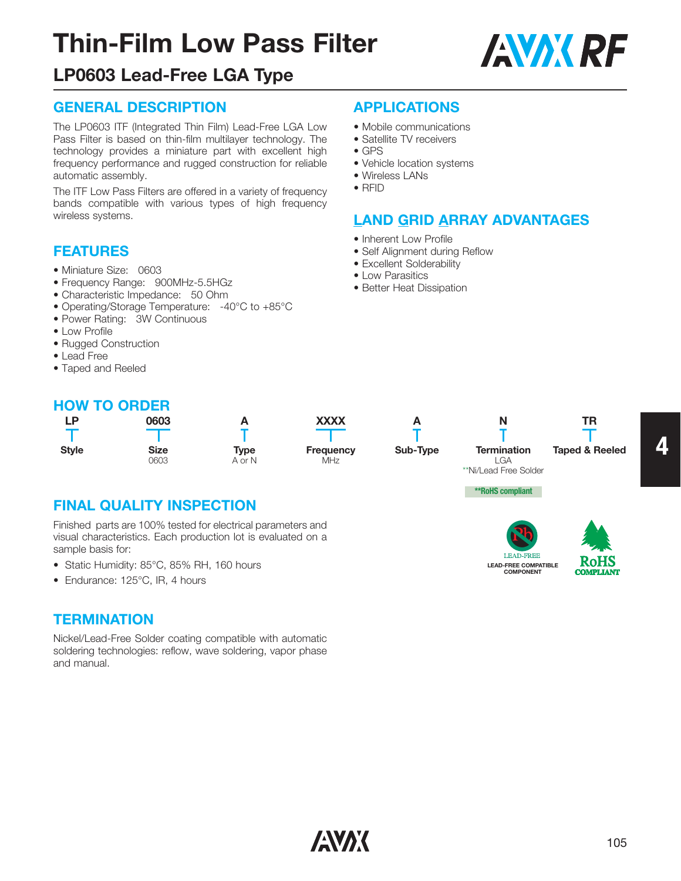# Thin-Film Low Pass Filter

## LP0603 Lead-Free LGA Type

## GENERAL DESCRIPTION

The LP0603 ITF (Integrated Thin Film) Lead-Free LGA Low Pass Filter is based on thin-film multilayer technology. The technology provides a miniature part with excellent high frequency performance and rugged construction for reliable automatic assembly.

The ITF Low Pass Filters are offered in a variety of frequency bands compatible with various types of high frequency wireless systems.

## FEATURES

- Miniature Size: 0603
- Frequency Range: 900MHz-5.5HGz
- Characteristic Impedance: 50 Ohm
- Operating/Storage Temperature: -40°C to +85°C
- Power Rating: 3W Continuous
- Low Profile
- Rugged Construction
- Lead Free
- Taped and Reeled

## APPLICATIONS

- Mobile communications
- Satellite TV receivers
- GPS
- Vehicle location systems
- Wireless LANs
- RFID

## LAND GRID ARRAY ADVANTAGES

- Inherent Low Profile
- Self Alignment during Reflow
- Excellent Solderability
- Low Parasitics
- Better Heat Dissipation

## HOW TO ORDER

| LP | 0603 | A | XXXX | A | N | TR |
|---|---|---|---|---|---|---|
| **Style** | **Size** 0603 | **Type** A or N | **Frequency** MHz | **Sub-Type** | **Termination** LGA **Ni/Lead Free Solder | **Taped & Reeled** |

**RoHS compliant

LEAD-FREE
LEAD-FREE COMPATIBLE COMPONENT

RoHS COMPLIANT

## FINAL QUALITY INSPECTION

Finished parts are 100% tested for electrical parameters and visual characteristics. Each production lot is evaluated on a sample basis for:

- Static Humidity: 85°C, 85% RH, 160 hours
- Endurance: 125°C, IR, 4 hours

## TERMINATION

Nickel/Lead-Free Solder coating compatible with automatic soldering technologies: reflow, wave soldering, vapor phase and manual.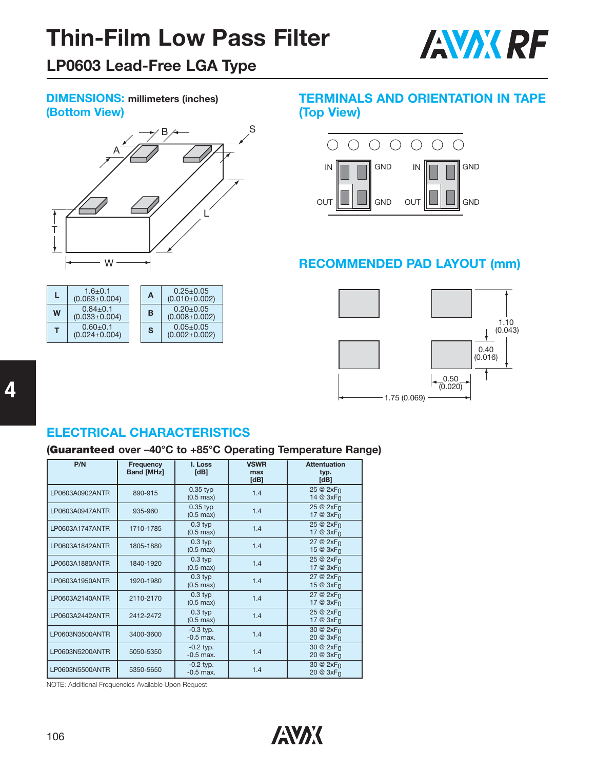# Thin-Film Low Pass Filter

## LP0603 Lead-Free LGA Type

### DIMENSIONS: millimeters (inches) (Bottom View)

B
S
A
T
L
W

| | | | | |
|---|---|---|---|---|
| **L** | 1.6±0.1 (0.063±0.004) | | **A** | 0.25±0.05 (0.010±0.002) |
| **W** | 0.84±0.1 (0.033±0.004) | | **B** | 0.20±0.05 (0.008±0.002) |
| **T** | 0.60±0.1 (0.024±0.004) | | **S** | 0.05±0.05 (0.002±0.002) |

### TERMINALS AND ORIENTATION IN TAPE (Top View)

IN
GND
OUT
GND
IN
GND
OUT
GND

### RECOMMENDED PAD LAYOUT (mm)

1.10 (0.043)
0.40 (0.016)
0.50 (0.020)
1.75 (0.069)

## ELECTRICAL CHARACTERISTICS

**(Guaranteed over –40°C to +85°C Operating Temperature Range)**

| P/N | Frequency Band [MHz] | I. Loss [dB] | VSWR max [dB] | Attentuation typ. [dB] |
|---|---|---|---|---|
| LP0603A0902ANTR | 890-915 | 0.35 typ (0.5 max) | 1.4 | 25 @ $2xF_0$<br>14 @ $3xF_0$ |
| LP0603A0947ANTR | 935-960 | 0.35 typ (0.5 max) | 1.4 | 25 @ $2xF_0$<br>17 @ $3xF_0$ |
| LP0603A1747ANTR | 1710-1785 | 0.3 typ (0.5 max) | 1.4 | 25 @ $2xF_0$<br>17 @ $3xF_0$ |
| LP0603A1842ANTR | 1805-1880 | 0.3 typ (0.5 max) | 1.4 | 27 @ $2xF_0$<br>15 @ $3xF_0$ |
| LP0603A1880ANTR | 1840-1920 | 0.3 typ (0.5 max) | 1.4 | 25 @ $2xF_0$<br>17 @ $3xF_0$ |
| LP0603A1950ANTR | 1920-1980 | 0.3 typ (0.5 max) | 1.4 | 27 @ $2xF_0$<br>15 @ $3xF_0$ |
| LP0603A2140ANTR | 2110-2170 | 0.3 typ (0.5 max) | 1.4 | 27 @ $2xF_0$<br>17 @ $3xF_0$ |
| LP0603A2442ANTR | 2412-2472 | 0.3 typ (0.5 max) | 1.4 | 25 @ $2xF_0$<br>17 @ $3xF_0$ |
| LP0603N3500ANTR | 3400-3600 | -0.3 typ. -0.5 max. | 1.4 | 30 @ $2xF_0$<br>20 @ $3xF_0$ |
| LP0603N5200ANTR | 5050-5350 | -0.2 typ. -0.5 max. | 1.4 | 30 @ $2xF_0$<br>20 @ $3xF_0$ |
| LP0603N5500ANTR | 5350-5650 | -0.2 typ. -0.5 max. | 1.4 | 30 @ $2xF_0$<br>20 @ $3xF_0$ |

NOTE: Additional Frequencies Available Upon Request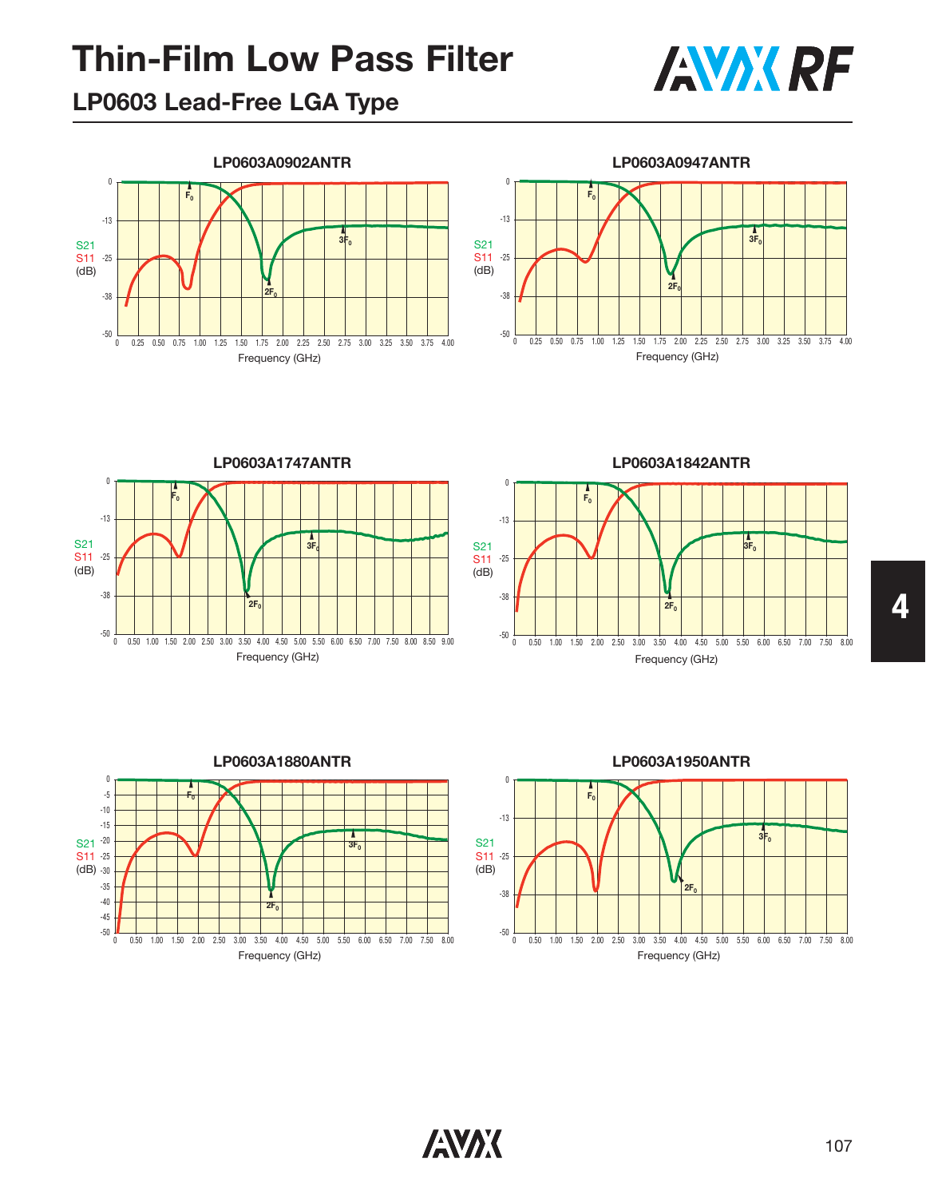# Thin-Film Low Pass Filter

## LP0603 Lead-Free LGA Type

**LP0603A0902ANTR**

S21
S11
(dB)

0
-13
-25
-38
-50

0 0.25 0.50 0.75 1.00 1.25 1.50 1.75 2.00 2.25 2.50 2.75 3.00 3.25 3.50 3.75 4.00

Frequency (GHz)

$F_0$ $2F_0$ $3F_0$

**LP0603A0947ANTR**

S21
S11
(dB)

0
-13
-25
-38
-50

0 0.25 0.50 0.75 1.00 1.25 1.50 1.75 2.00 2.25 2.50 2.75 3.00 3.25 3.50 3.75 4.00

Frequency (GHz)

$F_0$ $2F_0$ $3F_0$

**LP0603A1747ANTR**

S21
S11
(dB)

0
-13
-25
-38
-50

0 0.50 1.00 1.50 2.00 2.50 3.00 3.50 4.00 4.50 5.00 5.50 6.00 6.50 7.00 7.50 8.00 8.50 9.00

Frequency (GHz)

$F_0$ $2F_0$ $3F_0$

**LP0603A1842ANTR**

S21
S11
(dB)

0
-13
-25
-38
-50

0 0.50 1.00 1.50 2.00 2.50 3.00 3.50 4.00 4.50 5.00 5.50 6.00 6.50 7.00 7.50 8.00

Frequency (GHz)

$F_0$ $2F_0$ $3F_0$

**LP0603A1880ANTR**

S21
S11
(dB)

0
-5
-10
-15
-20
-25
-30
-35
-40
-45
-50

0 0.50 1.00 1.50 2.00 2.50 3.00 3.50 4.00 4.50 5.00 5.50 6.00 6.50 7.00 7.50 8.00

Frequency (GHz)

$F_0$ $2F_0$ $3F_0$

**LP0603A1950ANTR**

S21
S11
(dB)

0
-13
-25
-38
-50

0 0.50 1.00 1.50 2.00 2.50 3.00 3.50 4.00 4.50 5.00 5.50 6.00 6.50 7.00 7.50 8.00

Frequency (GHz)

$F_0$ $2F_0$ $3F_0$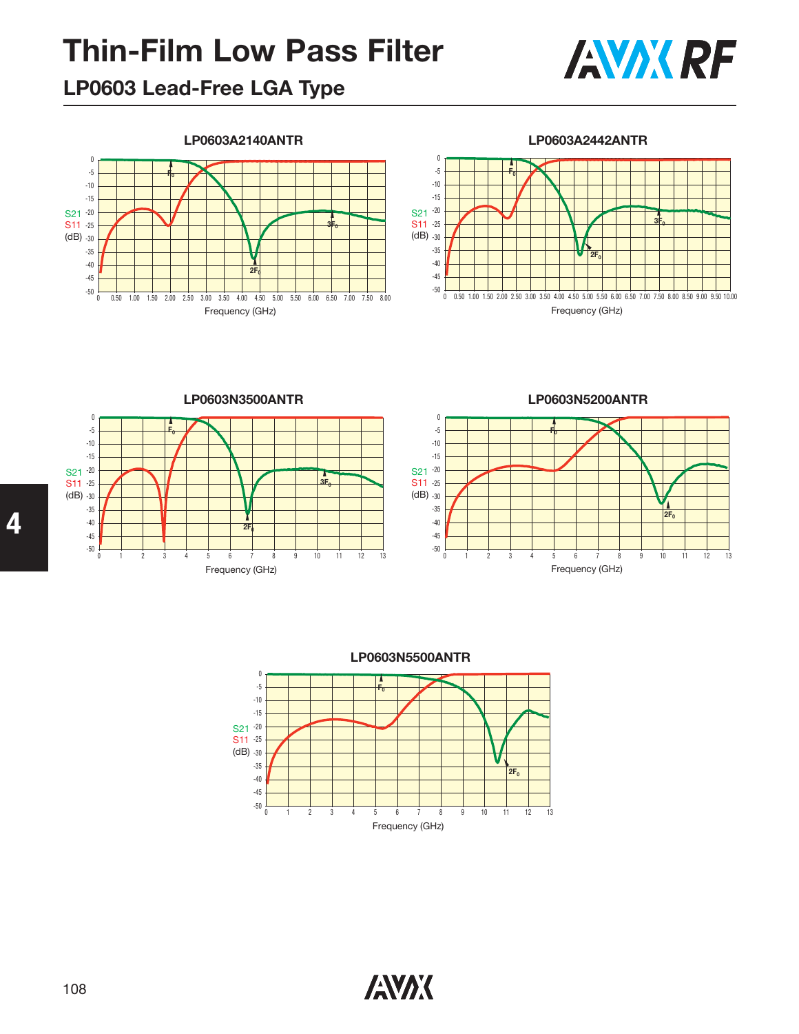# Thin-Film Low Pass Filter

## LP0603 Lead-Free LGA Type

**LP0603A2140ANTR**

S21
S11
(dB)

Frequency (GHz)

**LP0603A2442ANTR**

S21
S11
(dB)

Frequency (GHz)

**LP0603N3500ANTR**

S21
S11
(dB)

Frequency (GHz)

**LP0603N5200ANTR**

S21
S11
(dB)

Frequency (GHz)

**LP0603N5500ANTR**

S21
S11
(dB)

Frequency (GHz)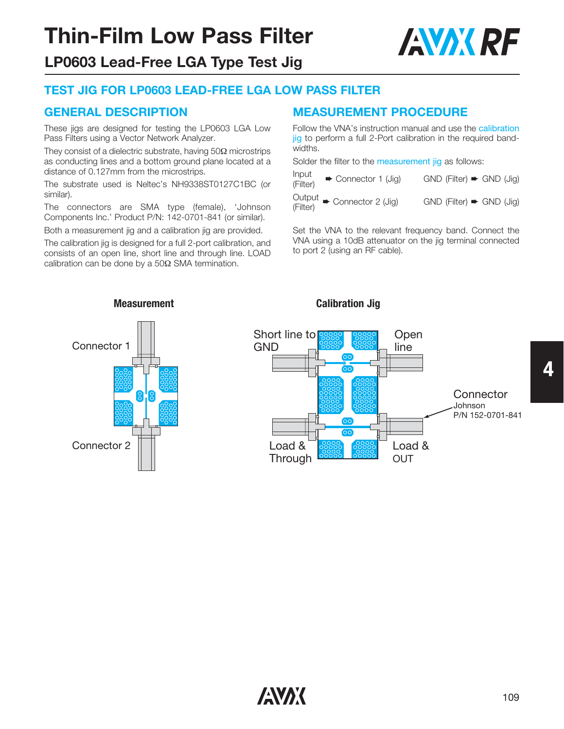# Thin-Film Low Pass Filter

## LP0603 Lead-Free LGA Type Test Jig

## TEST JIG FOR LP0603 LEAD-FREE LGA LOW PASS FILTER

### GENERAL DESCRIPTION

These jigs are designed for testing the LP0603 LGA Low Pass Filters using a Vector Network Analyzer.

They consist of a dielectric substrate, having 50Ω microstrips as conducting lines and a bottom ground plane located at a distance of 0.127mm from the microstrips.

The substrate used is Neltec's NH9338ST0127C1BC (or similar).

The connectors are SMA type (female), 'Johnson Components Inc.' Product P/N: 142-0701-841 (or similar).

Both a measurement jig and a calibration jig are provided.

The calibration jig is designed for a full 2-port calibration, and consists of an open line, short line and through line. LOAD calibration can be done by a 50Ω SMA termination.

### MEASUREMENT PROCEDURE

Follow the VNA's instruction manual and use the calibration jig to perform a full 2-Port calibration in the required bandwidths.

Solder the filter to the measurement jig as follows:

| | | |
|---|---|---|
| Input (Filter) | ➨ Connector 1 (Jig) | GND (Filter) ➨ GND (Jig) |
| Output (Filter) | ➨ Connector 2 (Jig) | GND (Filter) ➨ GND (Jig) |

Set the VNA to the relevant frequency band. Connect the VNA using a 10dB attenuator on the jig terminal connected to port 2 (using an RF cable).

**Measurement**

Connector 1

Connector 2

**Calibration Jig**

Short line to GND

Open line

Connector
Johnson
P/N 152-0701-841

Load & Through

Load & OUT